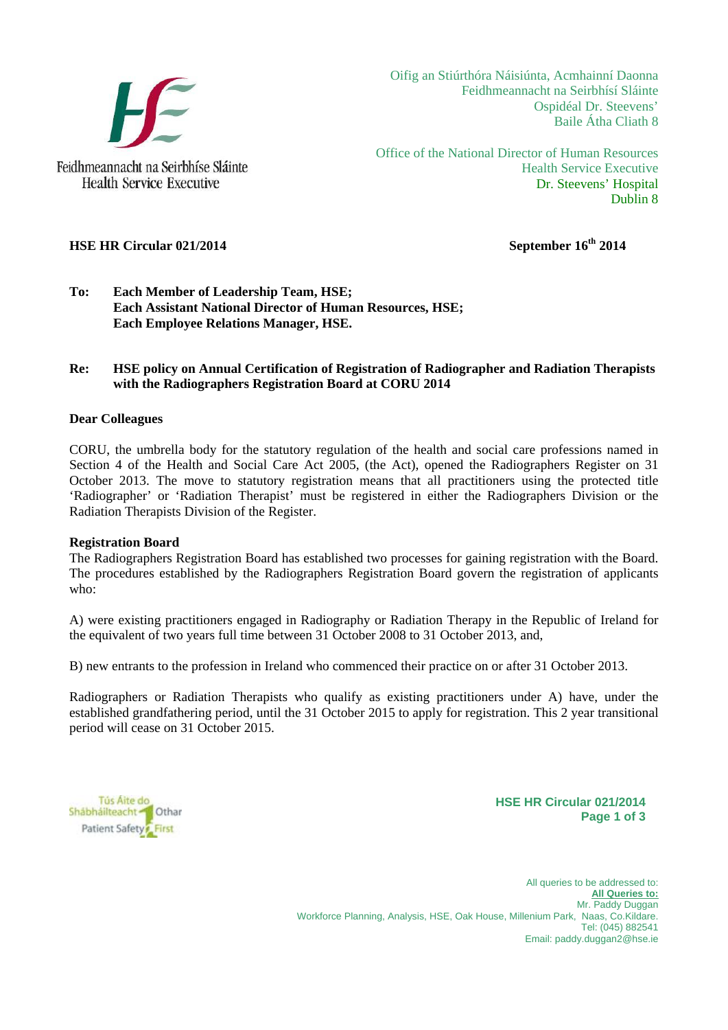Feidhmeannacht na Seirbhíse Sláinte
Health Service Executive

Oifig an Stiúrthóra Náisiúnta, Acmhainní Daonna
Feidhmeannacht na Seirbhísí Sláinte
Ospidéal Dr. Steevens'
Baile Átha Cliath 8

Office of the National Director of Human Resources
Health Service Executive
Dr. Steevens' Hospital
Dublin 8

**HSE HR Circular 021/2014** **September 16th 2014**

**To: Each Member of Leadership Team, HSE;**
**Each Assistant National Director of Human Resources, HSE;**
**Each Employee Relations Manager, HSE.**

**Re: HSE policy on Annual Certification of Registration of Radiographer and Radiation Therapists with the Radiographers Registration Board at CORU 2014**

**Dear Colleagues**

CORU, the umbrella body for the statutory regulation of the health and social care professions named in Section 4 of the Health and Social Care Act 2005, (the Act), opened the Radiographers Register on 31 October 2013. The move to statutory registration means that all practitioners using the protected title 'Radiographer' or 'Radiation Therapist' must be registered in either the Radiographers Division or the Radiation Therapists Division of the Register.

**Registration Board**

The Radiographers Registration Board has established two processes for gaining registration with the Board. The procedures established by the Radiographers Registration Board govern the registration of applicants who:

A) were existing practitioners engaged in Radiography or Radiation Therapy in the Republic of Ireland for the equivalent of two years full time between 31 October 2008 to 31 October 2013, and,

B) new entrants to the profession in Ireland who commenced their practice on or after 31 October 2013.

Radiographers or Radiation Therapists who qualify as existing practitioners under A) have, under the established grandfathering period, until the 31 October 2015 to apply for registration. This 2 year transitional period will cease on 31 October 2015.

Tús Áite do Shábháilteacht Othar
Patient Safety First

All queries to be addressed to:
**All Queries to:**
Mr. Paddy Duggan
Workforce Planning, Analysis, HSE, Oak House, Millenium Park, Naas, Co.Kildare.
Tel: (045) 882541
Email: paddy.duggan2@hse.ie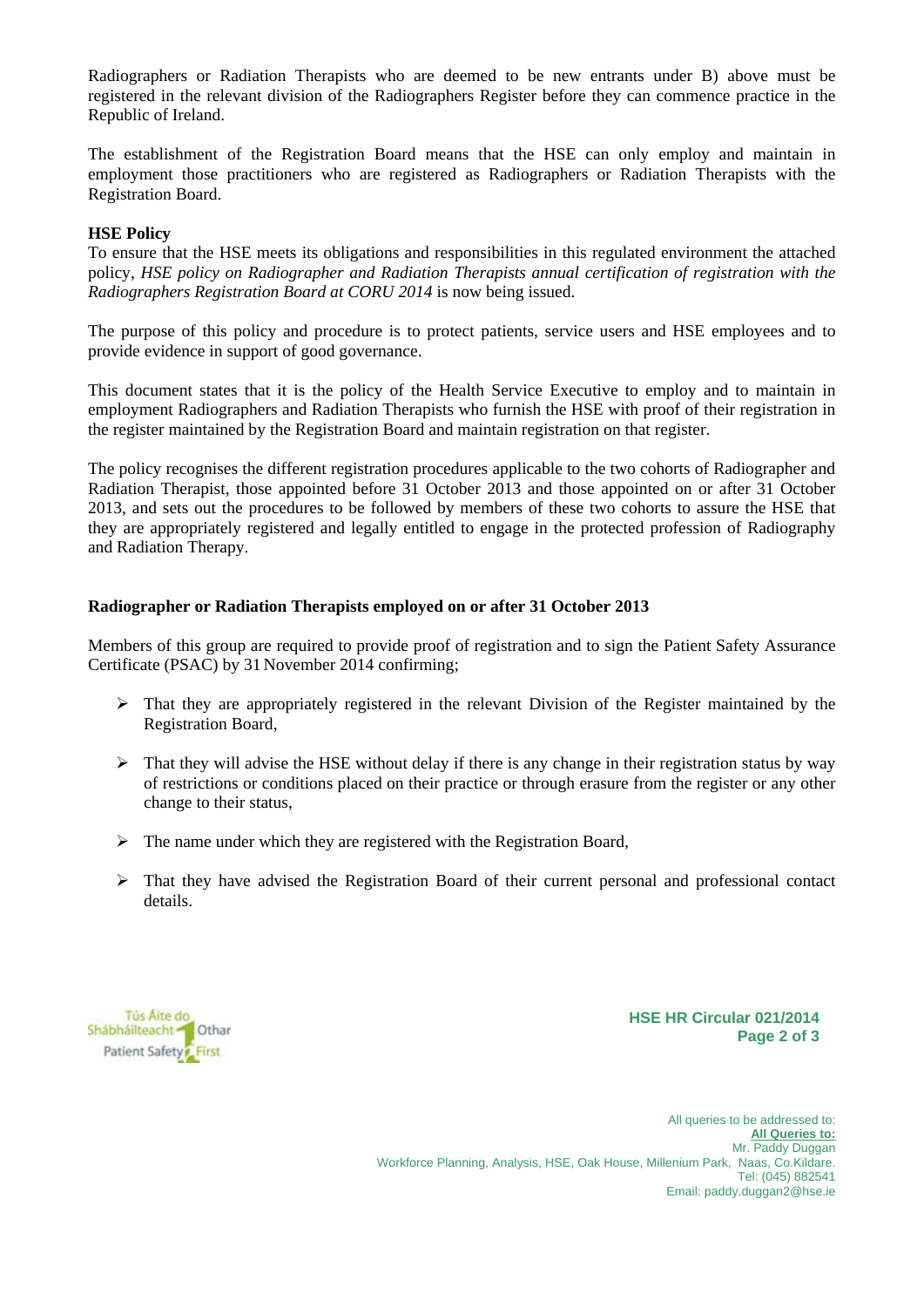Radiographers or Radiation Therapists who are deemed to be new entrants under B) above must be registered in the relevant division of the Radiographers Register before they can commence practice in the Republic of Ireland.

The establishment of the Registration Board means that the HSE can only employ and maintain in employment those practitioners who are registered as Radiographers or Radiation Therapists with the Registration Board.

**HSE Policy**
To ensure that the HSE meets its obligations and responsibilities in this regulated environment the attached policy, *HSE policy on Radiographer and Radiation Therapists annual certification of registration with the Radiographers Registration Board at CORU 2014* is now being issued.

The purpose of this policy and procedure is to protect patients, service users and HSE employees and to provide evidence in support of good governance.

This document states that it is the policy of the Health Service Executive to employ and to maintain in employment Radiographers and Radiation Therapists who furnish the HSE with proof of their registration in the register maintained by the Registration Board and maintain registration on that register.

The policy recognises the different registration procedures applicable to the two cohorts of Radiographer and Radiation Therapist, those appointed before 31 October 2013 and those appointed on or after 31 October 2013, and sets out the procedures to be followed by members of these two cohorts to assure the HSE that they are appropriately registered and legally entitled to engage in the protected profession of Radiography and Radiation Therapy.

**Radiographer or Radiation Therapists employed on or after 31 October 2013**

Members of this group are required to provide proof of registration and to sign the Patient Safety Assurance Certificate (PSAC) by 31 November 2014 confirming;

- That they are appropriately registered in the relevant Division of the Register maintained by the Registration Board,
- That they will advise the HSE without delay if there is any change in their registration status by way of restrictions or conditions placed on their practice or through erasure from the register or any other change to their status,
- The name under which they are registered with the Registration Board,
- That they have advised the Registration Board of their current personal and professional contact details.

Tús Áite do Shábháilteacht Othar
Patient Safety First

HSE HR Circular 021/2014

All queries to be addressed to:
**All Queries to:**
Mr. Paddy Duggan
Workforce Planning, Analysis, HSE, Oak House, Millenium Park, Naas, Co.Kildare.
Tel: (045) 882541
Email: paddy.duggan2@hse.ie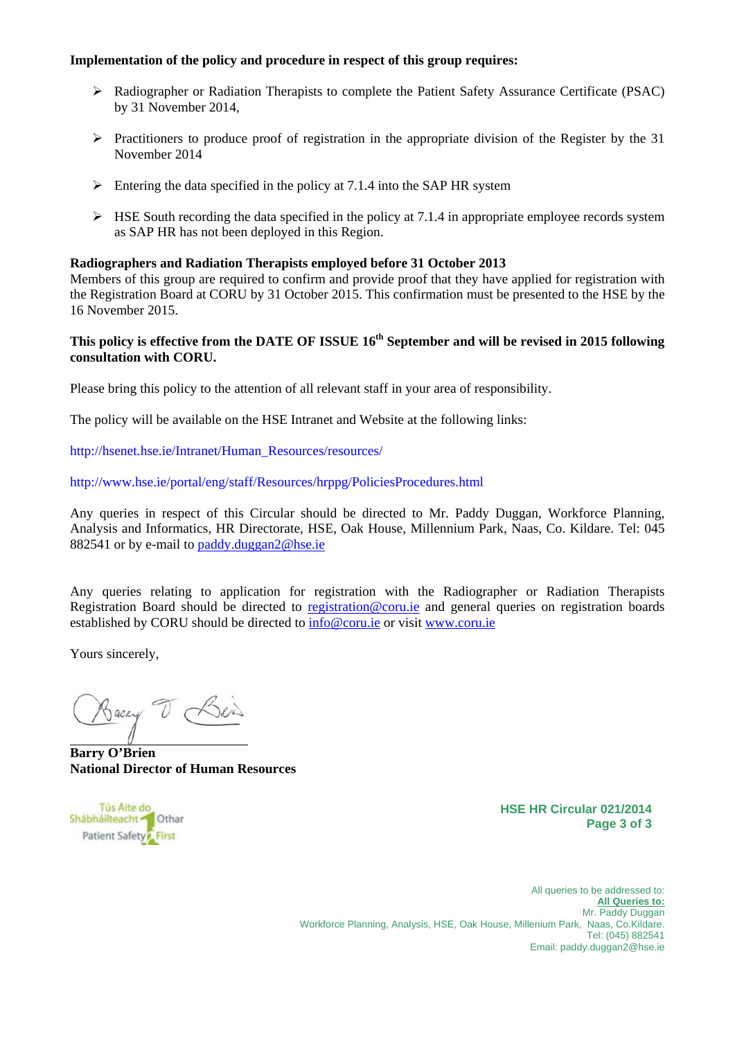**Implementation of the policy and procedure in respect of this group requires:**

- Radiographer or Radiation Therapists to complete the Patient Safety Assurance Certificate (PSAC) by 31 November 2014,
- Practitioners to produce proof of registration in the appropriate division of the Register by the 31 November 2014
- Entering the data specified in the policy at 7.1.4 into the SAP HR system
- HSE South recording the data specified in the policy at 7.1.4 in appropriate employee records system as SAP HR has not been deployed in this Region.

**Radiographers and Radiation Therapists employed before 31 October 2013**
Members of this group are required to confirm and provide proof that they have applied for registration with the Registration Board at CORU by 31 October 2015. This confirmation must be presented to the HSE by the 16 November 2015.

**This policy is effective from the DATE OF ISSUE 16th September and will be revised in 2015 following consultation with CORU.**

Please bring this policy to the attention of all relevant staff in your area of responsibility.

The policy will be available on the HSE Intranet and Website at the following links:

http://hsenet.hse.ie/Intranet/Human_Resources/resources/

http://www.hse.ie/portal/eng/staff/Resources/hrppg/PoliciesProcedures.html

Any queries in respect of this Circular should be directed to Mr. Paddy Duggan, Workforce Planning, Analysis and Informatics, HR Directorate, HSE, Oak House, Millennium Park, Naas, Co. Kildare. Tel: 045 882541 or by e-mail to paddy.duggan2@hse.ie

Any queries relating to application for registration with the Radiographer or Radiation Therapists Registration Board should be directed to registration@coru.ie and general queries on registration boards established by CORU should be directed to info@coru.ie or visit www.coru.ie

Yours sincerely,

**Barry O'Brien**
**National Director of Human Resources**

Tús Áite do Shábháilteacht Othar
Patient Safety First

**HSE HR Circular 021/2014**

All queries to be addressed to:
**All Queries to:**
Mr. Paddy Duggan
Workforce Planning, Analysis, HSE, Oak House, Millenium Park, Naas, Co.Kildare.
Tel: (045) 882541
Email: paddy.duggan2@hse.ie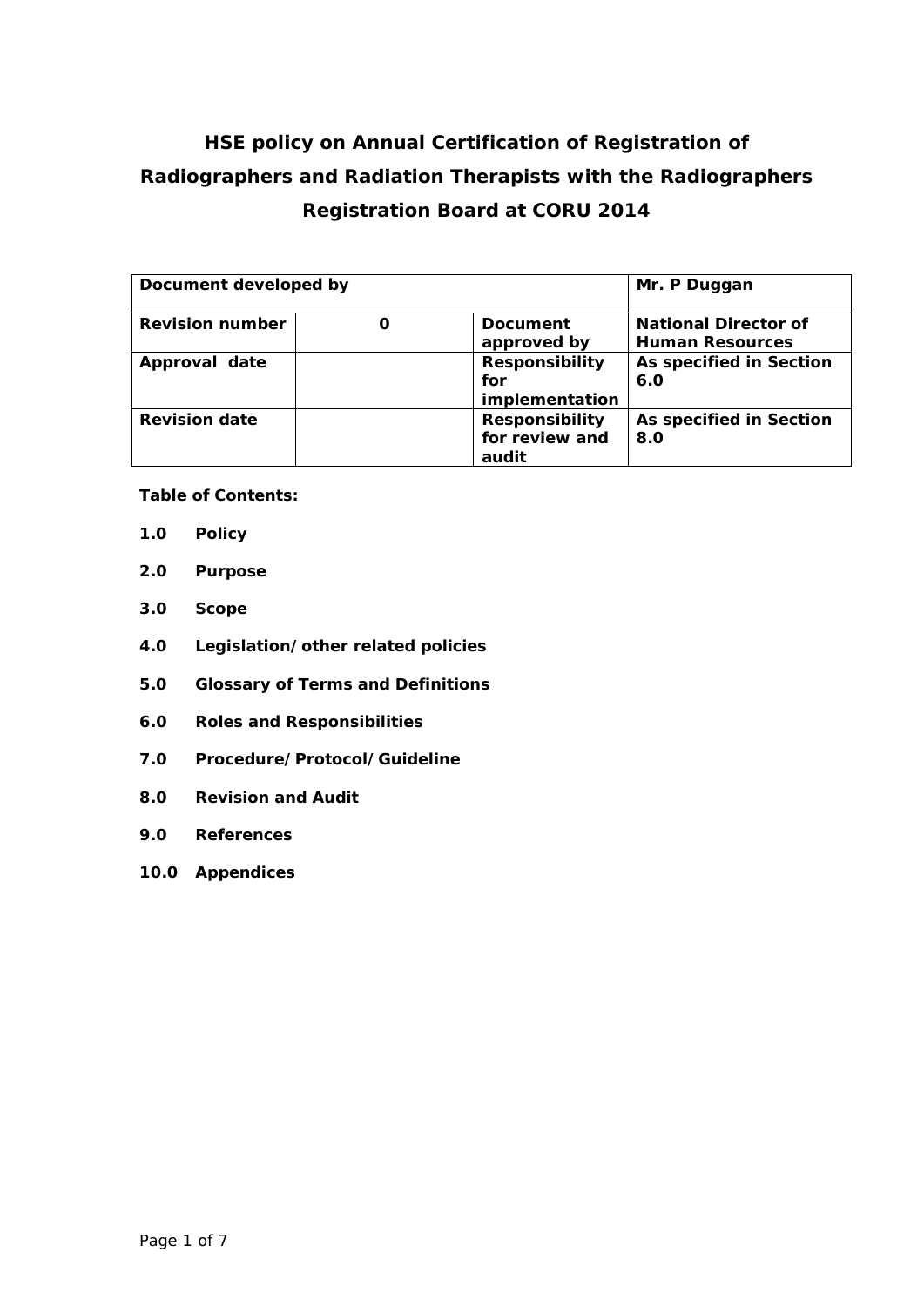# HSE policy on Annual Certification of Registration of Radiographers and Radiation Therapists with the Radiographers Registration Board at CORU 2014

| Document developed by | | | Mr. P Duggan |
|---|---|---|---|
| **Revision number** | 0 | **Document approved by** | **National Director of Human Resources** |
| **Approval date** | | **Responsibility for implementation** | **As specified in Section 6.0** |
| **Revision date** | | **Responsibility for review and audit** | **As specified in Section 8.0** |

**Table of Contents:**

**1.0 Policy**

**2.0 Purpose**

**3.0 Scope**

**4.0 Legislation/other related policies**

**5.0 Glossary of Terms and Definitions**

**6.0 Roles and Responsibilities**

**7.0 Procedure/Protocol/Guideline**

**8.0 Revision and Audit**

**9.0 References**

**10.0 Appendices**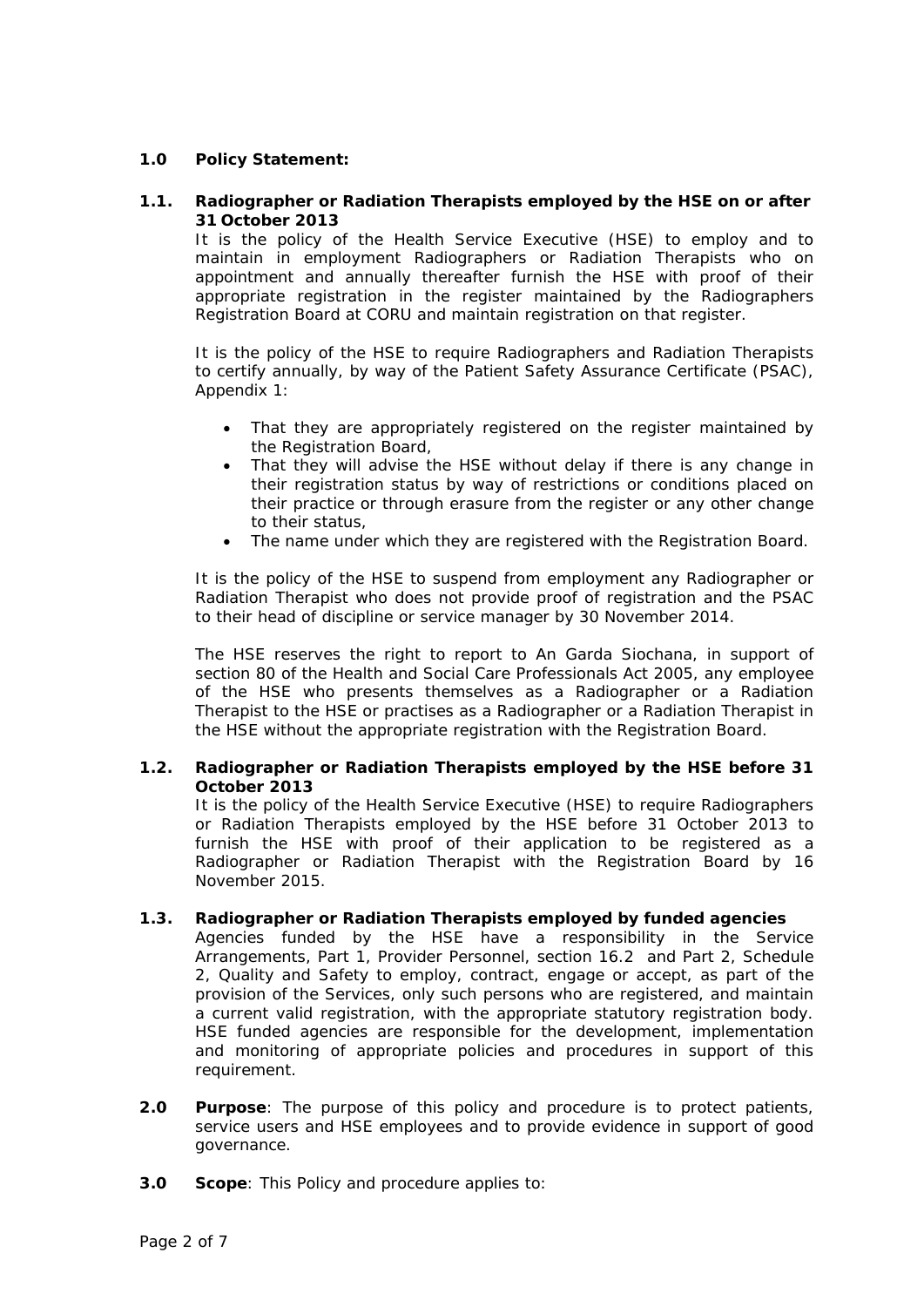## 1.0 Policy Statement:

### 1.1. Radiographer or Radiation Therapists employed by the HSE on or after 31 October 2013

It is the policy of the Health Service Executive (HSE) to employ and to maintain in employment Radiographers or Radiation Therapists who on appointment and annually thereafter furnish the HSE with proof of their appropriate registration in the register maintained by the Radiographers Registration Board at CORU and maintain registration on that register.

It is the policy of the HSE to require Radiographers and Radiation Therapists to certify annually, by way of the Patient Safety Assurance Certificate (PSAC), Appendix 1:

- That they are appropriately registered on the register maintained by the Registration Board,
- That they will advise the HSE without delay if there is any change in their registration status by way of restrictions or conditions placed on their practice or through erasure from the register or any other change to their status,
- The name under which they are registered with the Registration Board.

It is the policy of the HSE to suspend from employment any Radiographer or Radiation Therapist who does not provide proof of registration and the PSAC to their head of discipline or service manager by 30 November 2014.

The HSE reserves the right to report to An Garda Siochana, in support of section 80 of the Health and Social Care Professionals Act 2005, any employee of the HSE who presents themselves as a Radiographer or a Radiation Therapist to the HSE or practises as a Radiographer or a Radiation Therapist in the HSE without the appropriate registration with the Registration Board.

### 1.2. Radiographer or Radiation Therapists employed by the HSE before 31 October 2013

It is the policy of the Health Service Executive (HSE) to require Radiographers or Radiation Therapists employed by the HSE before 31 October 2013 to furnish the HSE with proof of their application to be registered as a Radiographer or Radiation Therapist with the Registration Board by 16 November 2015.

### 1.3. Radiographer or Radiation Therapists employed by funded agencies

Agencies funded by the HSE have a responsibility in the Service Arrangements, Part 1, Provider Personnel, section 16.2 and Part 2, Schedule 2, Quality and Safety to employ, contract, engage or accept, as part of the provision of the Services, only such persons who are registered, and maintain a current valid registration, with the appropriate statutory registration body. HSE funded agencies are responsible for the development, implementation and monitoring of appropriate policies and procedures in support of this requirement.

## 2.0 Purpose

**Purpose**: The purpose of this policy and procedure is to protect patients, service users and HSE employees and to provide evidence in support of good governance.

## 3.0 Scope

**Scope**: This Policy and procedure applies to: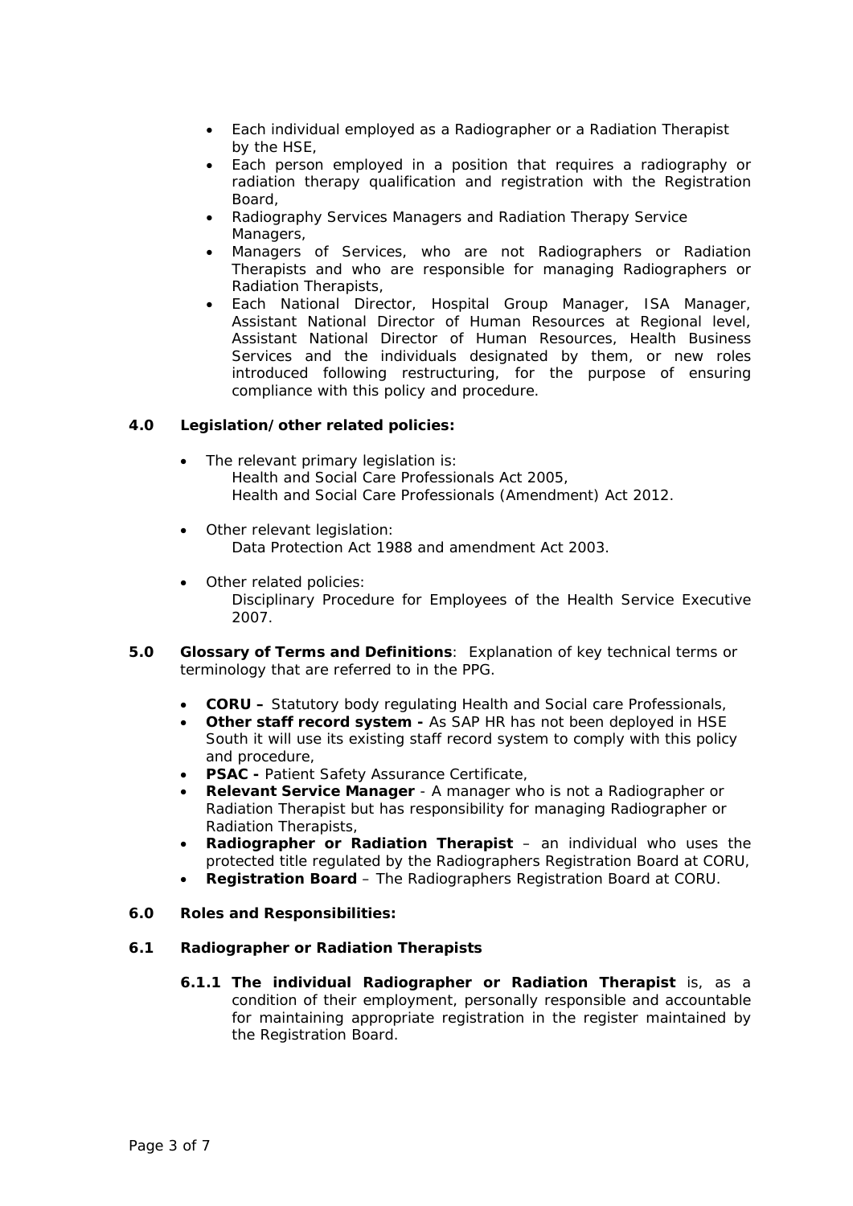- Each individual employed as a Radiographer or a Radiation Therapist by the HSE,
- Each person employed in a position that requires a radiography or radiation therapy qualification and registration with the Registration Board,
- Radiography Services Managers and Radiation Therapy Service Managers,
- Managers of Services, who are not Radiographers or Radiation Therapists and who are responsible for managing Radiographers or Radiation Therapists,
- Each National Director, Hospital Group Manager, ISA Manager, Assistant National Director of Human Resources at Regional level, Assistant National Director of Human Resources, Health Business Services and the individuals designated by them, or new roles introduced following restructuring, for the purpose of ensuring compliance with this policy and procedure.

## 4.0 Legislation/other related policies:

- The relevant primary legislation is:
  Health and Social Care Professionals Act 2005,
  Health and Social Care Professionals (Amendment) Act 2012.

- Other relevant legislation:
  Data Protection Act 1988 and amendment Act 2003.

- Other related policies:
  Disciplinary Procedure for Employees of the Health Service Executive 2007.

## 5.0 Glossary of Terms and Definitions

**Glossary of Terms and Definitions**: Explanation of key technical terms or terminology that are referred to in the PPG.

- **CORU –** Statutory body regulating Health and Social care Professionals,
- **Other staff record system -** As SAP HR has not been deployed in HSE South it will use its existing staff record system to comply with this policy and procedure,
- **PSAC -** Patient Safety Assurance Certificate,
- **Relevant Service Manager** - A manager who is not a Radiographer or Radiation Therapist but has responsibility for managing Radiographer or Radiation Therapists,
- **Radiographer or Radiation Therapist** – an individual who uses the protected title regulated by the Radiographers Registration Board at CORU,
- **Registration Board** – The Radiographers Registration Board at CORU.

## 6.0 Roles and Responsibilities:

### 6.1 Radiographer or Radiation Therapists

**6.1.1 The individual Radiographer or Radiation Therapist** is, as a condition of their employment, personally responsible and accountable for maintaining appropriate registration in the register maintained by the Registration Board.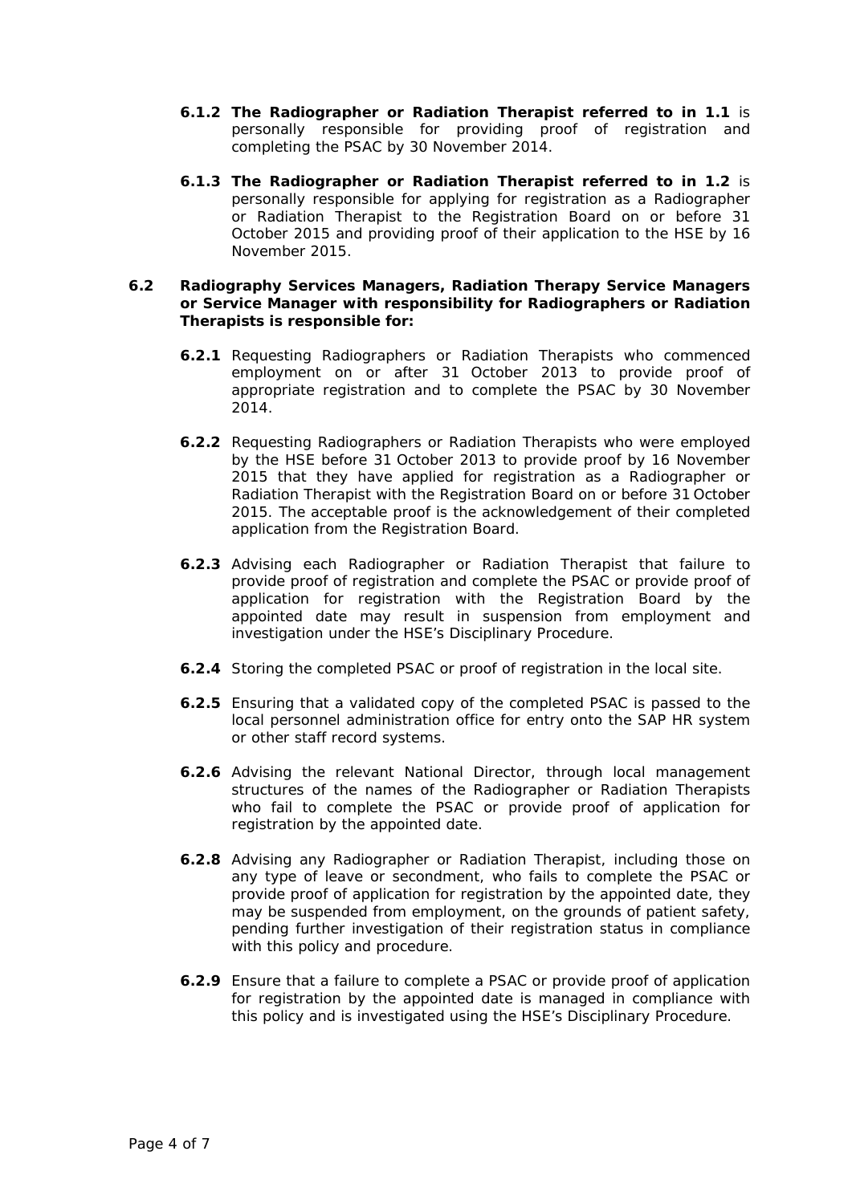**6.1.2 The Radiographer or Radiation Therapist referred to in 1.1** is personally responsible for providing proof of registration and completing the PSAC by 30 November 2014.

**6.1.3 The Radiographer or Radiation Therapist referred to in 1.2** is personally responsible for applying for registration as a Radiographer or Radiation Therapist to the Registration Board on or before 31 October 2015 and providing proof of their application to the HSE by 16 November 2015.

**6.2 Radiography Services Managers, Radiation Therapy Service Managers or Service Manager with responsibility for Radiographers or Radiation Therapists is responsible for:**

**6.2.1** Requesting Radiographers or Radiation Therapists who commenced employment on or after 31 October 2013 to provide proof of appropriate registration and to complete the PSAC by 30 November 2014.

**6.2.2** Requesting Radiographers or Radiation Therapists who were employed by the HSE before 31 October 2013 to provide proof by 16 November 2015 that they have applied for registration as a Radiographer or Radiation Therapist with the Registration Board on or before 31 October 2015. The acceptable proof is the acknowledgement of their completed application from the Registration Board.

**6.2.3** Advising each Radiographer or Radiation Therapist that failure to provide proof of registration and complete the PSAC or provide proof of application for registration with the Registration Board by the appointed date may result in suspension from employment and investigation under the HSE's Disciplinary Procedure.

**6.2.4** Storing the completed PSAC or proof of registration in the local site.

**6.2.5** Ensuring that a validated copy of the completed PSAC is passed to the local personnel administration office for entry onto the SAP HR system or other staff record systems.

**6.2.6** Advising the relevant National Director, through local management structures of the names of the Radiographer or Radiation Therapists who fail to complete the PSAC or provide proof of application for registration by the appointed date.

**6.2.8** Advising any Radiographer or Radiation Therapist, including those on any type of leave or secondment, who fails to complete the PSAC or provide proof of application for registration by the appointed date, they may be suspended from employment, on the grounds of patient safety, pending further investigation of their registration status in compliance with this policy and procedure.

**6.2.9** Ensure that a failure to complete a PSAC or provide proof of application for registration by the appointed date is managed in compliance with this policy and is investigated using the HSE's Disciplinary Procedure.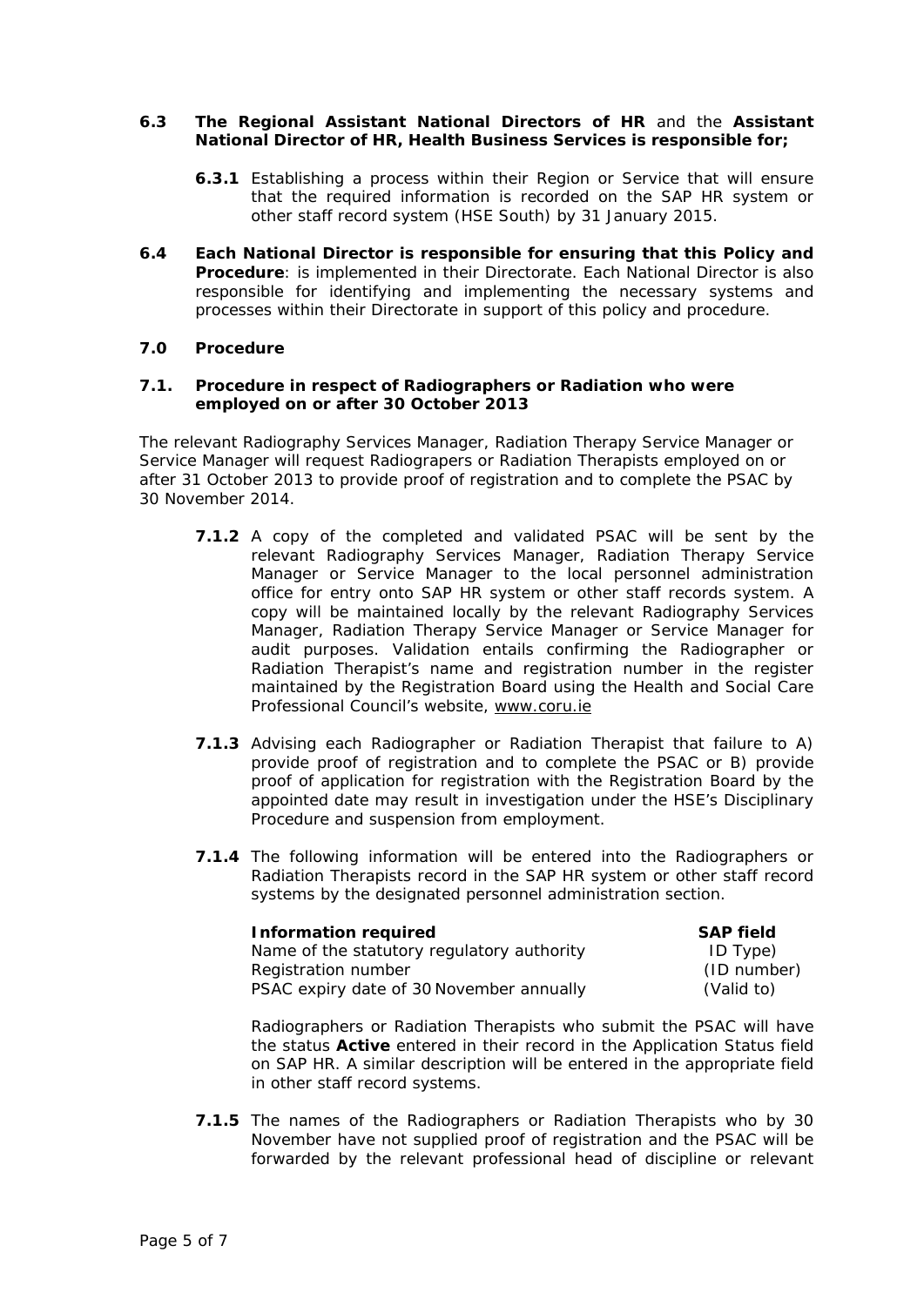**6.3 The Regional Assistant National Directors of HR** and the **Assistant National Director of HR, Health Business Services is responsible for;**

**6.3.1** Establishing a process within their Region or Service that will ensure that the required information is recorded on the SAP HR system or other staff record system (HSE South) by 31 January 2015.

**6.4 Each National Director is responsible for ensuring that this Policy and Procedure**: is implemented in their Directorate. Each National Director is also responsible for identifying and implementing the necessary systems and processes within their Directorate in support of this policy and procedure.

## 7.0 Procedure

### 7.1. Procedure in respect of Radiographers or Radiation who were employed on or after 30 October 2013

The relevant Radiography Services Manager, Radiation Therapy Service Manager or Service Manager will request Radiograpers or Radiation Therapists employed on or after 31 October 2013 to provide proof of registration and to complete the PSAC by 30 November 2014.

**7.1.2** A copy of the completed and validated PSAC will be sent by the relevant Radiography Services Manager, Radiation Therapy Service Manager or Service Manager to the local personnel administration office for entry onto SAP HR system or other staff records system. A copy will be maintained locally by the relevant Radiography Services Manager, Radiation Therapy Service Manager or Service Manager for audit purposes. Validation entails confirming the Radiographer or Radiation Therapist's name and registration number in the register maintained by the Registration Board using the Health and Social Care Professional Council's website, www.coru.ie

**7.1.3** Advising each Radiographer or Radiation Therapist that failure to A) provide proof of registration and to complete the PSAC or B) provide proof of application for registration with the Registration Board by the appointed date may result in investigation under the HSE's Disciplinary Procedure and suspension from employment.

**7.1.4** The following information will be entered into the Radiographers or Radiation Therapists record in the SAP HR system or other staff record systems by the designated personnel administration section.

| **Information required** | **SAP field** |
|---|---|
| Name of the statutory regulatory authority | ID Type) |
| Registration number | (ID number) |
| PSAC expiry date of 30 November annually | (Valid to) |

Radiographers or Radiation Therapists who submit the PSAC will have the status **Active** entered in their record in the Application Status field on SAP HR. A similar description will be entered in the appropriate field in other staff record systems.

**7.1.5** The names of the Radiographers or Radiation Therapists who by 30 November have not supplied proof of registration and the PSAC will be forwarded by the relevant professional head of discipline or relevant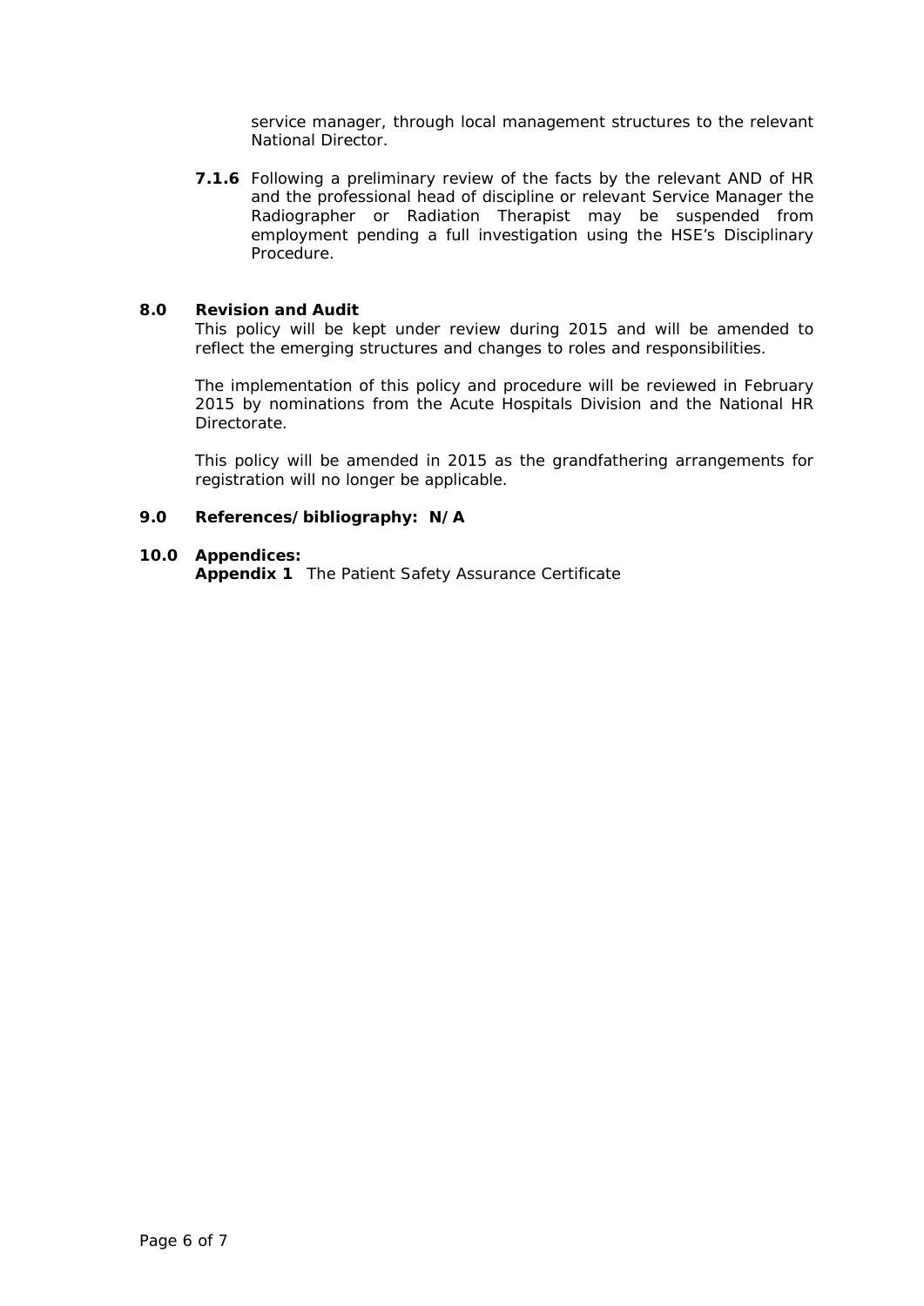service manager, through local management structures to the relevant National Director.

**7.1.6** Following a preliminary review of the facts by the relevant AND of HR and the professional head of discipline or relevant Service Manager the Radiographer or Radiation Therapist may be suspended from employment pending a full investigation using the HSE's Disciplinary Procedure.

## 8.0 Revision and Audit

This policy will be kept under review during 2015 and will be amended to reflect the emerging structures and changes to roles and responsibilities.

The implementation of this policy and procedure will be reviewed in February 2015 by nominations from the Acute Hospitals Division and the National HR Directorate.

This policy will be amended in 2015 as the grandfathering arrangements for registration will no longer be applicable.

## 9.0 References/bibliography: N/A

## 10.0 Appendices:

**Appendix 1** The Patient Safety Assurance Certificate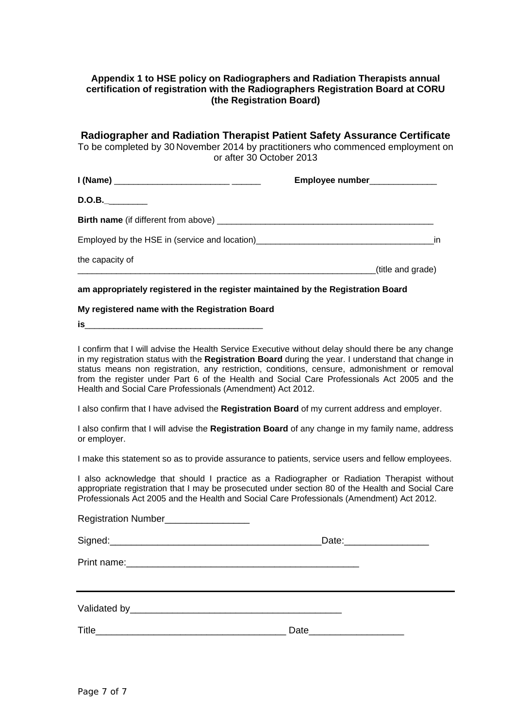**Appendix 1 to HSE policy on Radiographers and Radiation Therapists annual certification of registration with the Radiographers Registration Board at CORU (the Registration Board)**

## Radiographer and Radiation Therapist Patient Safety Assurance Certificate

To be completed by 30 November 2014 by practitioners who commenced employment on or after 30 October 2013

**I (Name)** _______________________ ______ **Employee number**_____________

**D.O.B.**_________

**Birth name** (if different from above) _____________________________________________

Employed by the HSE in (service and location)_____________________________________in

the capacity of _______________________________________________________________(title and grade)

**am appropriately registered in the register maintained by the Registration Board**

**My registered name with the Registration Board is**____________________________________

I confirm that I will advise the Health Service Executive without delay should there be any change in my registration status with the **Registration Board** during the year. I understand that change in status means non registration, any restriction, conditions, censure, admonishment or removal from the register under Part 6 of the Health and Social Care Professionals Act 2005 and the Health and Social Care Professionals (Amendment) Act 2012.

I also confirm that I have advised the **Registration Board** of my current address and employer.

I also confirm that I will advise the **Registration Board** of any change in my family name, address or employer.

I make this statement so as to provide assurance to patients, service users and fellow employees.

I also acknowledge that should I practice as a Radiographer or Radiation Therapist without appropriate registration that I may be prosecuted under section 80 of the Health and Social Care Professionals Act 2005 and the Health and Social Care Professionals (Amendment) Act 2012.

Registration Number________________

Signed:________________________________________Date:________________

Print name:_____________________________________________

---

Validated by_________________________________________

Title___________________________________ Date__________________